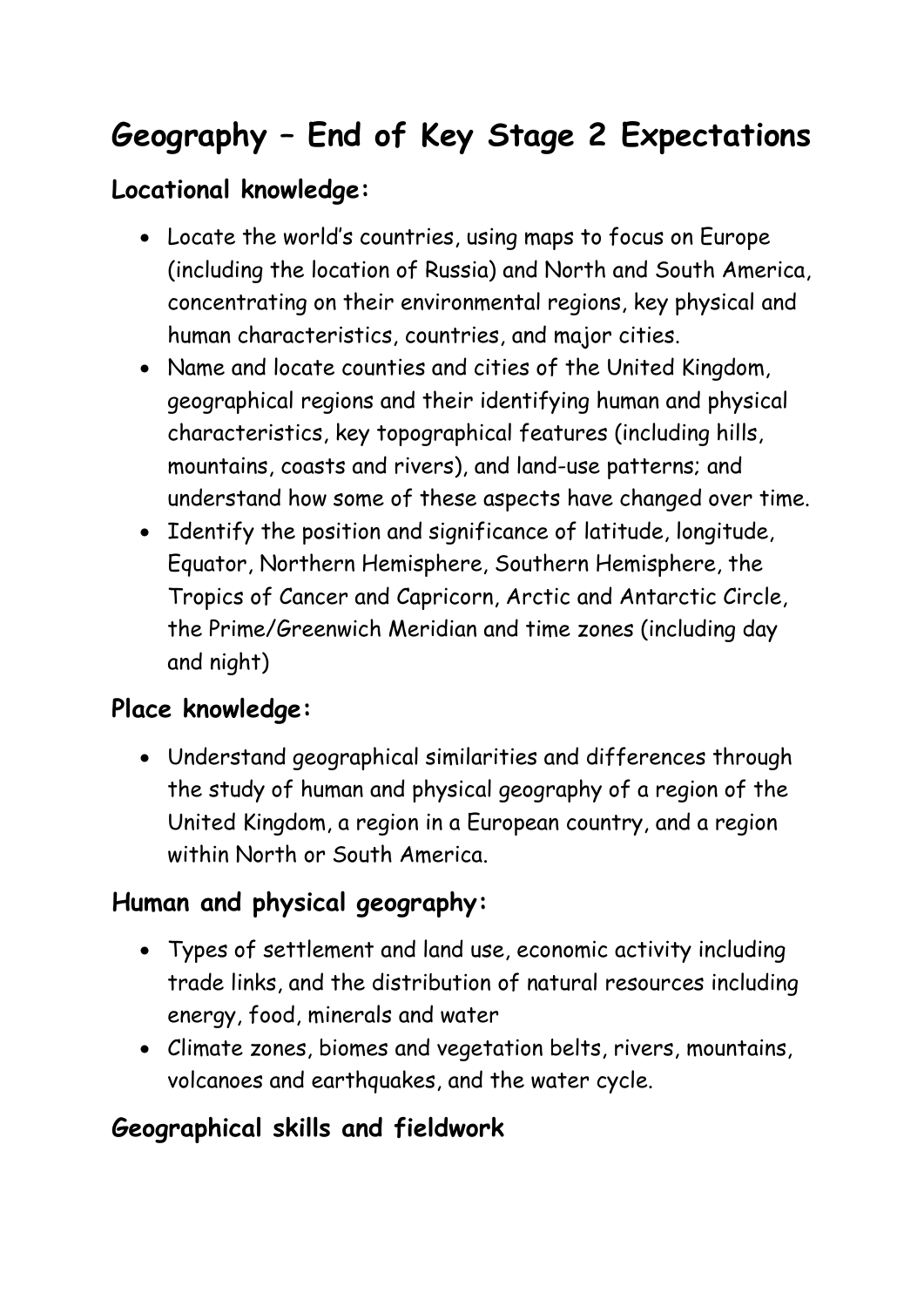# Geography – End of Key Stage 2 Expectations

## Locational knowledge:

- Locate the world's countries, using maps to focus on Europe (including the location of Russia) and North and South America, concentrating on their environmental regions, key physical and human characteristics, countries, and major cities.
- Name and locate counties and cities of the United Kingdom, geographical regions and their identifying human and physical characteristics, key topographical features (including hills, mountains, coasts and rivers), and land-use patterns; and understand how some of these aspects have changed over time.
- Identify the position and significance of latitude, longitude, Equator, Northern Hemisphere, Southern Hemisphere, the Tropics of Cancer and Capricorn, Arctic and Antarctic Circle, the Prime/Greenwich Meridian and time zones (including day and night)

## Place knowledge:

- Understand geographical similarities and differences through the study of human and physical geography of a region of the United Kingdom, a region in a European country, and a region within North or South America.

## Human and physical geography:

- Types of settlement and land use, economic activity including trade links, and the distribution of natural resources including energy, food, minerals and water
- Climate zones, biomes and vegetation belts, rivers, mountains, volcanoes and earthquakes, and the water cycle.

## Geographical skills and fieldwork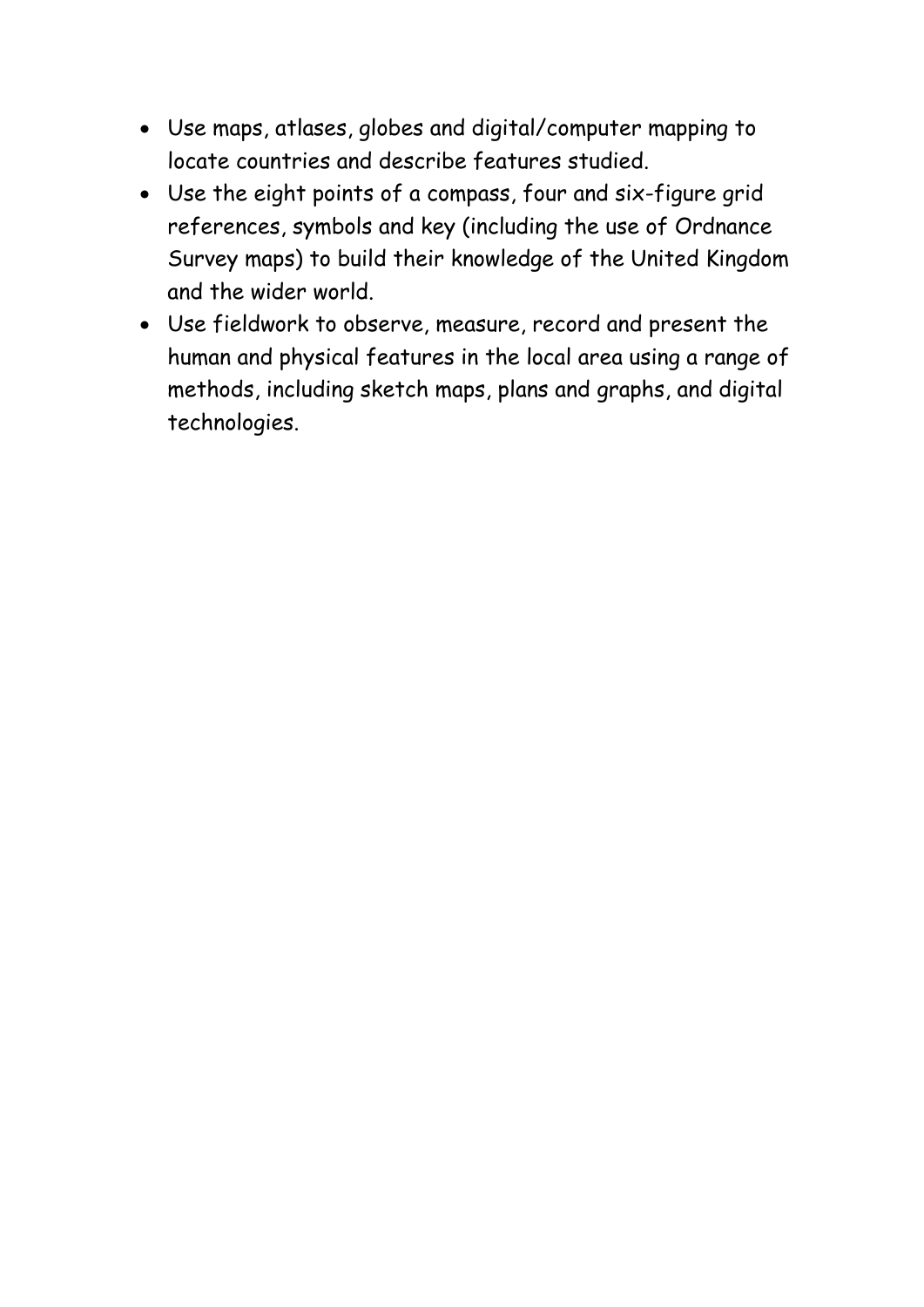- Use maps, atlases, globes and digital/computer mapping to locate countries and describe features studied.
- Use the eight points of a compass, four and six-figure grid references, symbols and key (including the use of Ordnance Survey maps) to build their knowledge of the United Kingdom and the wider world.
- Use fieldwork to observe, measure, record and present the human and physical features in the local area using a range of methods, including sketch maps, plans and graphs, and digital technologies.